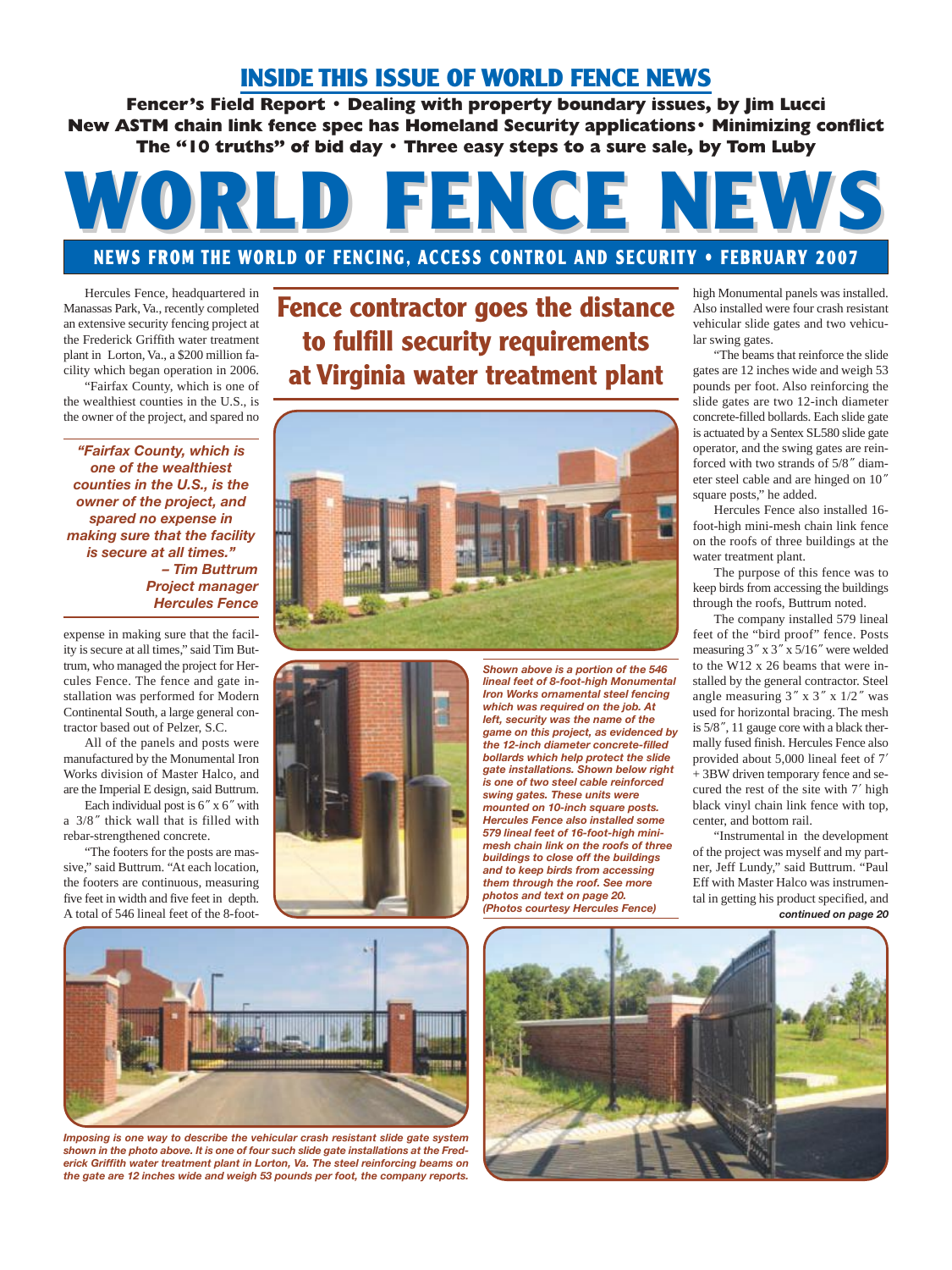## INSIDE THIS ISSUE OF WORLD FENCE NEWS

**Fencer's Field Report • Dealing with property boundary issues, by Jim Lucci**
**New ASTM chain link fence spec has Homeland Security applications • Minimizing conflict**
**The "10 truths" of bid day • Three easy steps to a sure sale, by Tom Luby**

# WORLD FENCE NEWS

**NEWS FROM THE WORLD OF FENCING, ACCESS CONTROL AND SECURITY • FEBRUARY 2007**

## Fence contractor goes the distance to fulfill security requirements at Virginia water treatment plant

Hercules Fence, headquartered in Manassas Park, Va., recently completed an extensive security fencing project at the Frederick Griffith water treatment plant in Lorton, Va., a $200 million facility which began operation in 2006.

"Fairfax County, which is one of the wealthiest counties in the U.S., is the owner of the project, and spared no expense in making sure that the facility is secure at all times," said Tim Buttrum, who managed the project for Hercules Fence. The fence and gate installation was performed for Modern Continental South, a large general contractor based out of Pelzer, S.C.

> ***"Fairfax County, which is one of the wealthiest counties in the U.S., is the owner of the project, and spared no expense in making sure that the facility is secure at all times."***
> ***– Tim Buttrum***
> ***Project manager***
> ***Hercules Fence***

All of the panels and posts were manufactured by the Monumental Iron Works division of Master Halco, and are the Imperial E design, said Buttrum.

Each individual post is 6″ x 6″ with a 3/8″ thick wall that is filled with rebar-strengthened concrete.

"The footers for the posts are massive," said Buttrum. "At each location, the footers are continuous, measuring five feet in width and five feet in depth. A total of 546 lineal feet of the 8-foot-high Monumental panels was installed. Also installed were four crash resistant vehicular slide gates and two vehicular swing gates.

"The beams that reinforce the slide gates are 12 inches wide and weigh 53 pounds per foot. Also reinforcing the slide gates are two 12-inch diameter concrete-filled bollards. Each slide gate is actuated by a Sentex SL580 slide gate operator, and the swing gates are reinforced with two strands of 5/8″ diameter steel cable and are hinged on 10″ square posts," he added.

Hercules Fence also installed 16-foot-high mini-mesh chain link fence on the roofs of three buildings at the water treatment plant.

The purpose of this fence was to keep birds from accessing the buildings through the roofs, Buttrum noted.

The company installed 579 lineal feet of the "bird proof" fence. Posts measuring 3″ x 3″ x 5/16″ were welded to the W12 x 26 beams that were installed by the general contractor. Steel angle measuring 3″ x 3″ x 1/2″ was used for horizontal bracing. The mesh is 5/8″, 11 gauge core with a black thermally fused finish. Hercules Fence also provided about 5,000 lineal feet of 7′ + 3BW driven temporary fence and secured the rest of the site with 7′ high black vinyl chain link fence with top, center, and bottom rail.

"Instrumental in the development of the project was myself and my partner, Jeff Lundy," said Buttrum. "Paul Eff with Master Halco was instrumental in getting his product specified, and

***continued on page 20***

*Shown above is a portion of the 546 lineal feet of 8-foot-high Monumental Iron Works ornamental steel fencing which was required on the job. At left, security was the name of the game on this project, as evidenced by the 12-inch diameter concrete-filled bollards which help protect the slide gate installations. Shown below right is one of two steel cable reinforced swing gates. These units were mounted on 10-inch square posts. Hercules Fence also installed some 579 lineal feet of 16-foot-high mini-mesh chain link on the roofs of three buildings to close off the buildings and to keep birds from accessing them through the roof. See more photos and text on page 20. (Photos courtesy Hercules Fence)*

*Imposing is one way to describe the vehicular crash resistant slide gate system shown in the photo above. It is one of four such slide gate installations at the Frederick Griffith water treatment plant in Lorton, Va. The steel reinforcing beams on the gate are 12 inches wide and weigh 53 pounds per foot, the company reports.*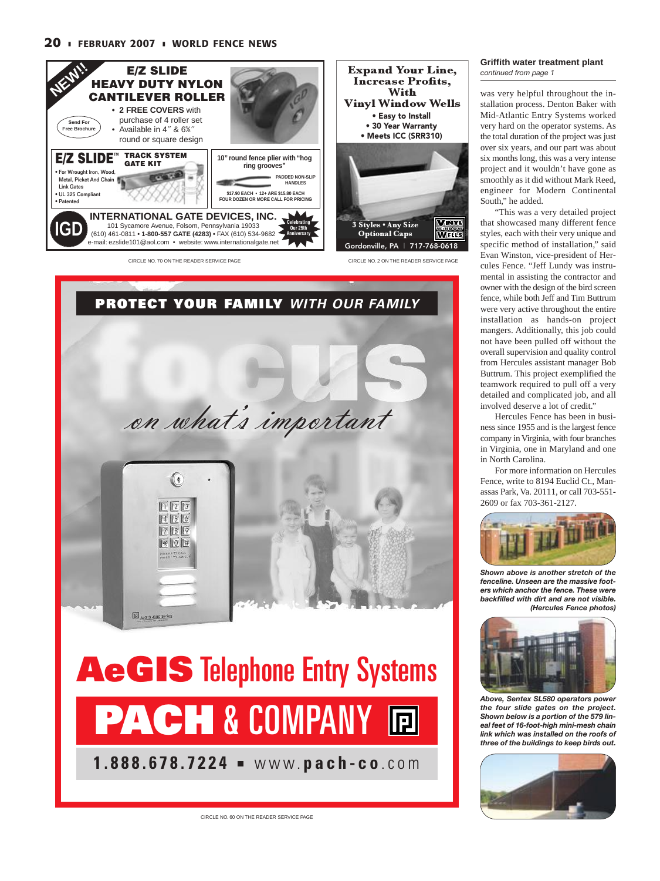**E/Z SLIDE HEAVY DUTY NYLON CANTILEVER ROLLER**

NEW!!

Send For Free Brochure

- 2 FREE COVERS with purchase of 4 roller set
- Available in 4″ & 6⅜″ round or square design

**E/Z SLIDE™ TRACK SYSTEM GATE KIT**

- For Wrought Iron, Wood, Metal, Picket And Chain Link Gates
- UL 325 Compliant
- Patented

**10" round fence plier with "hog ring grooves"**

PADDED NON-SLIP HANDLES

$17.90 EACH • 12+ ARE $15.80 EACH
FOUR DOZEN OR MORE CALL FOR PRICING

**INTERNATIONAL GATE DEVICES, INC.**
101 Sycamore Avenue, Folsom, Pennsylvania 19033
(610) 461-0811 • **1-800-557 GATE (4283)** • FAX (610) 534-9682
e-mail: ezslide101@aol.com • website: www.internationalgate.net

Celebrating Our 25th Anniversary

CIRCLE NO. 70 ON THE READER SERVICE PAGE

**Expand Your Line, Increase Profits, With Vinyl Window Wells**

- Easy to Install
- 30 Year Warranty
- Meets ICC (SRR310)

3 Styles • Any Size
Optional Caps

Vinyl Window Wells

Gordonville, PA | 717-768-0618

CIRCLE NO. 2 ON THE READER SERVICE PAGE

**PROTECT YOUR FAMILY** *WITH OUR FAMILY*

focus *on what's important*

**AeGIS Telephone Entry Systems**

**PACH & COMPANY**

**1.888.678.7224** ▪ www.**pach-co**.com

CIRCLE NO. 60 ON THE READER SERVICE PAGE

### Griffith water treatment plant
*continued from page 1*

was very helpful throughout the installation process. Denton Baker with Mid-Atlantic Entry Systems worked very hard on the operator systems. As the total duration of the project was just over six years, and our part was about six months long, this was a very intense project and it wouldn't have gone as smoothly as it did without Mark Reed, engineer for Modern Continental South," he added.

"This was a very detailed project that showcased many different fence styles, each with their very unique and specific method of installation," said Evan Winston, vice-president of Hercules Fence. "Jeff Lundy was instrumental in assisting the contractor and owner with the design of the bird screen fence, while both Jeff and Tim Buttrum were very active throughout the entire installation as hands-on project mangers. Additionally, this job could not have been pulled off without the overall supervision and quality control from Hercules assistant manager Bob Buttrum. This project exemplified the teamwork required to pull off a very detailed and complicated job, and all involved deserve a lot of credit."

Hercules Fence has been in business since 1955 and is the largest fence company in Virginia, with four branches in Virginia, one in Maryland and one in North Carolina.

For more information on Hercules Fence, write to 8194 Euclid Ct., Manassas Park, Va. 20111, or call 703-551-2609 or fax 703-361-2127.

*Shown above is another stretch of the fenceline. Unseen are the massive footers which anchor the fence. These were backfilled with dirt and are not visible. (Hercules Fence photos)*

*Above, Sentex SL580 operators power the four slide gates on the project. Shown below is a portion of the 579 lineal feet of 16-foot-high mini-mesh chain link which was installed on the roofs of three of the buildings to keep birds out.*